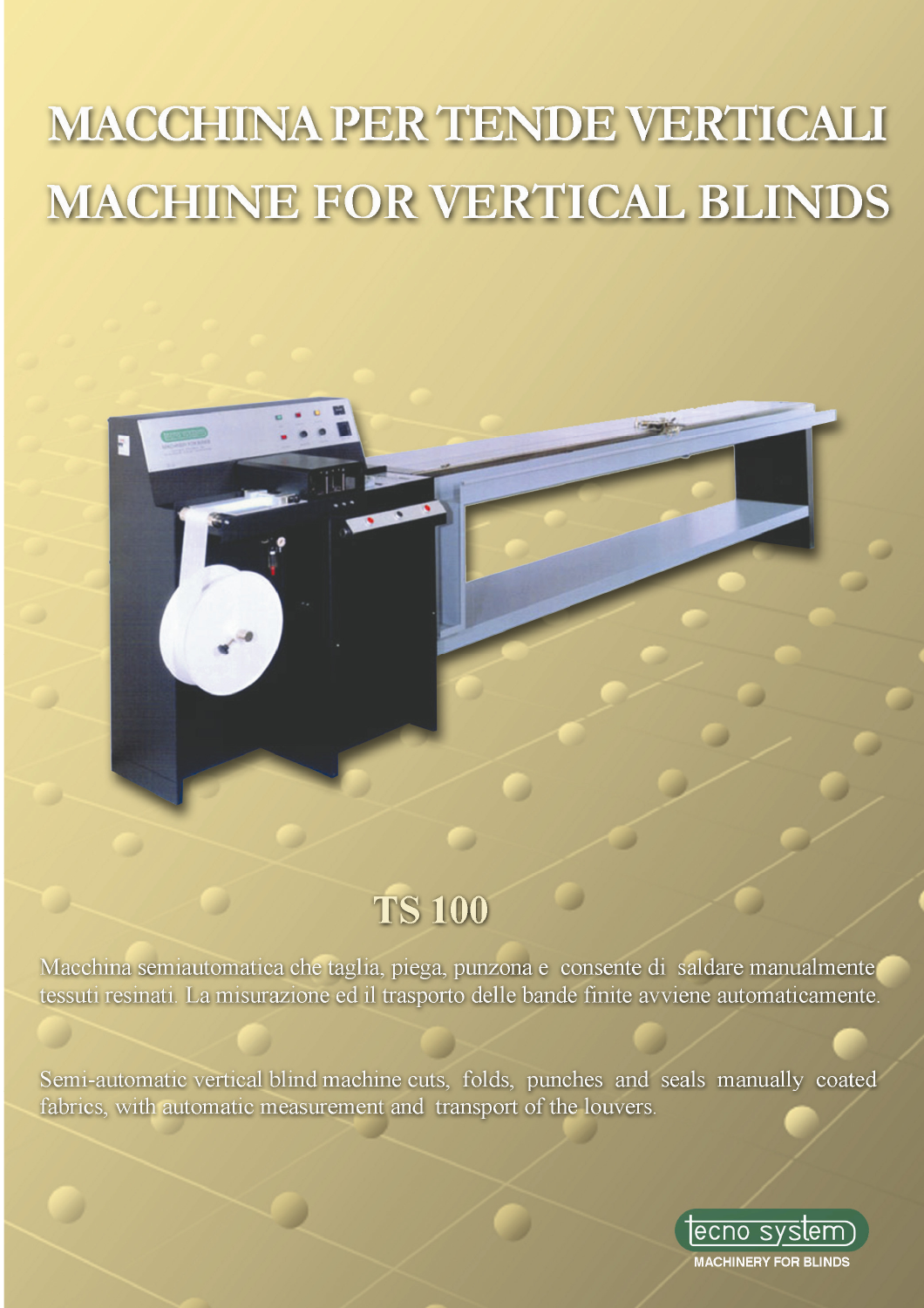# MACCHINA PER TENDE VERTICALI

# MACHINE FOR VERTICAL BLINDS

## TS 100

Macchina semiautomatica che taglia, piega, punzona e consente di saldare manualmente tessuti resinati. La misurazione ed il trasporto delle bande finite avviene automaticamente.

Semi-automatic vertical blind machine cuts, folds, punches and seals manually coated fabrics, with automatic measurement and transport of the louvers.

tecno system

MACHINERY FOR BLINDS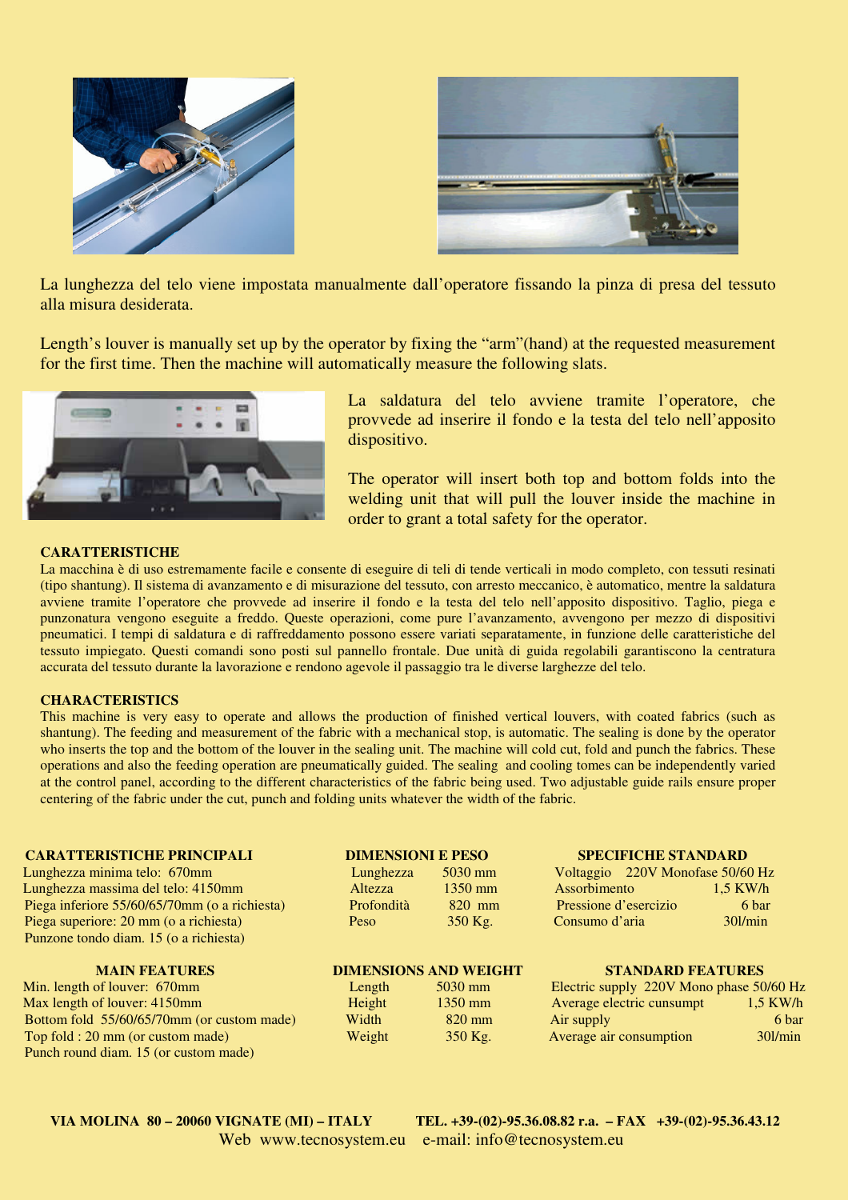La lunghezza del telo viene impostata manualmente dall'operatore fissando la pinza di presa del tessuto alla misura desiderata.

Length's louver is manually set up by the operator by fixing the "arm"(hand) at the requested measurement for the first time. Then the machine will automatically measure the following slats.

La saldatura del telo avviene tramite l'operatore, che provvede ad inserire il fondo e la testa del telo nell'apposito dispositivo.

The operator will insert both top and bottom folds into the welding unit that will pull the louver inside the machine in order to grant a total safety for the operator.

**CARATTERISTICHE**

La macchina è di uso estremamente facile e consente di eseguire di teli di tende verticali in modo completo, con tessuti resinati (tipo shantung). Il sistema di avanzamento e di misurazione del tessuto, con arresto meccanico, è automatico, mentre la saldatura avviene tramite l'operatore che provvede ad inserire il fondo e la testa del telo nell'apposito dispositivo. Taglio, piega e punzonatura vengono eseguite a freddo. Queste operazioni, come pure l'avanzamento, avvengono per mezzo di dispositivi pneumatici. I tempi di saldatura e di raffreddamento possono essere variati separatamente, in funzione delle caratteristiche del tessuto impiegato. Questi comandi sono posti sul pannello frontale. Due unità di guida regolabili garantiscono la centratura accurata del tessuto durante la lavorazione e rendono agevole il passaggio tra le diverse larghezze del telo.

**CHARACTERISTICS**

This machine is very easy to operate and allows the production of finished vertical louvers, with coated fabrics (such as shantung). The feeding and measurement of the fabric with a mechanical stop, is automatic. The sealing is done by the operator who inserts the top and the bottom of the louver in the sealing unit. The machine will cold cut, fold and punch the fabrics. These operations and also the feeding operation are pneumatically guided. The sealing and cooling tomes can be independently varied at the control panel, according to the different characteristics of the fabric being used. Two adjustable guide rails ensure proper centering of the fabric under the cut, punch and folding units whatever the width of the fabric.

**CARATTERISTICHE PRINCIPALI**

Lunghezza minima telo: 670mm
Lunghezza massima del telo: 4150mm
Piega inferiore 55/60/65/70mm (o a richiesta)
Piega superiore: 20 mm (o a richiesta)
Punzone tondo diam. 15 (o a richiesta)

**DIMENSIONI E PESO**

| | |
|---|---|
| Lunghezza | 5030 mm |
| Altezza | 1350 mm |
| Profondità | 820 mm |
| Peso | 350 Kg. |

**SPECIFICHE STANDARD**

| | |
|---|---|
| Voltaggio | 220V Monofase 50/60 Hz |
| Assorbimento | 1,5 KW/h |
| Pressione d'esercizio | 6 bar |
| Consumo d'aria | 30l/min |

**MAIN FEATURES**

Min. length of louver: 670mm
Max length of louver: 4150mm
Bottom fold 55/60/65/70mm (or custom made)
Top fold : 20 mm (or custom made)
Punch round diam. 15 (or custom made)

**DIMENSIONS AND WEIGHT**

| | |
|---|---|
| Length | 5030 mm |
| Height | 1350 mm |
| Width | 820 mm |
| Weight | 350 Kg. |

**STANDARD FEATURES**

| | |
|---|---|
| Electric supply | 220V Mono phase 50/60 Hz |
| Average electric cunsumpt | 1,5 KW/h |
| Air supply | 6 bar |
| Average air consumption | 30l/min |

**VIA MOLINA 80 – 20060 VIGNATE (MI) – ITALY TEL. +39-(02)-95.36.08.82 r.a. – FAX +39-(02)-95.36.43.12**
Web www.tecnosystem.eu e-mail: info@tecnosystem.eu